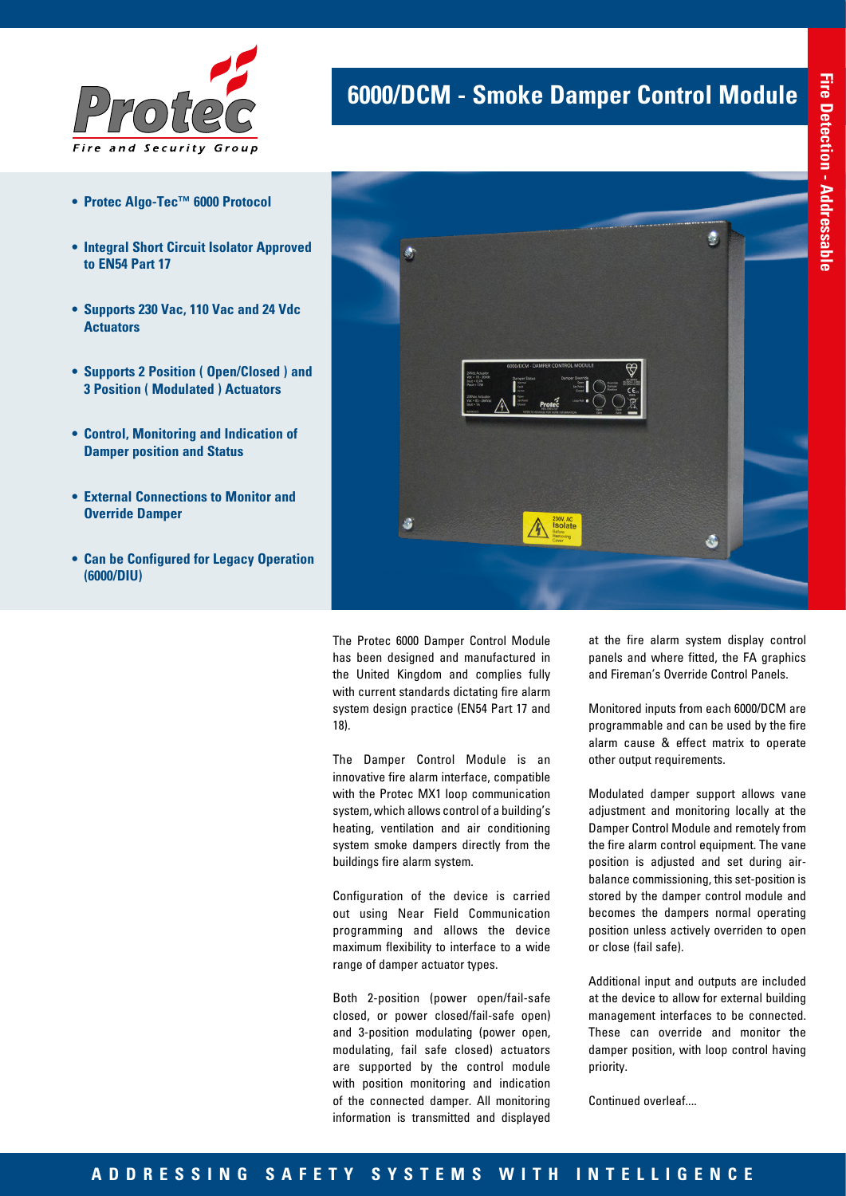# 6000/DCM - Smoke Damper Control Module

Fire Detection - Addressable

- **Protec Algo-Tec™ 6000 Protocol**
- **Integral Short Circuit Isolator Approved to EN54 Part 17**
- **Supports 230 Vac, 110 Vac and 24 Vdc Actuators**
- **Supports 2 Position ( Open/Closed ) and 3 Position ( Modulated ) Actuators**
- **Control, Monitoring and Indication of Damper position and Status**
- **External Connections to Monitor and Override Damper**
- **Can be Configured for Legacy Operation (6000/DIU)**

The Protec 6000 Damper Control Module has been designed and manufactured in the United Kingdom and complies fully with current standards dictating fire alarm system design practice (EN54 Part 17 and 18).

The Damper Control Module is an innovative fire alarm interface, compatible with the Protec MX1 loop communication system, which allows control of a building's heating, ventilation and air conditioning system smoke dampers directly from the buildings fire alarm system.

Configuration of the device is carried out using Near Field Communication programming and allows the device maximum flexibility to interface to a wide range of damper actuator types.

Both 2-position (power open/fail-safe closed, or power closed/fail-safe open) and 3-position modulating (power open, modulating, fail safe closed) actuators are supported by the control module with position monitoring and indication of the connected damper. All monitoring information is transmitted and displayed at the fire alarm system display control panels and where fitted, the FA graphics and Fireman's Override Control Panels.

Monitored inputs from each 6000/DCM are programmable and can be used by the fire alarm cause & effect matrix to operate other output requirements.

Modulated damper support allows vane adjustment and monitoring locally at the Damper Control Module and remotely from the fire alarm control equipment. The vane position is adjusted and set during air-balance commissioning, this set-position is stored by the damper control module and becomes the dampers normal operating position unless actively overriden to open or close (fail safe).

Additional input and outputs are included at the device to allow for external building management interfaces to be connected. These can override and monitor the damper position, with loop control having priority.

Continued overleaf....

ADDRESSING SAFETY SYSTEMS WITH INTELLIGENCE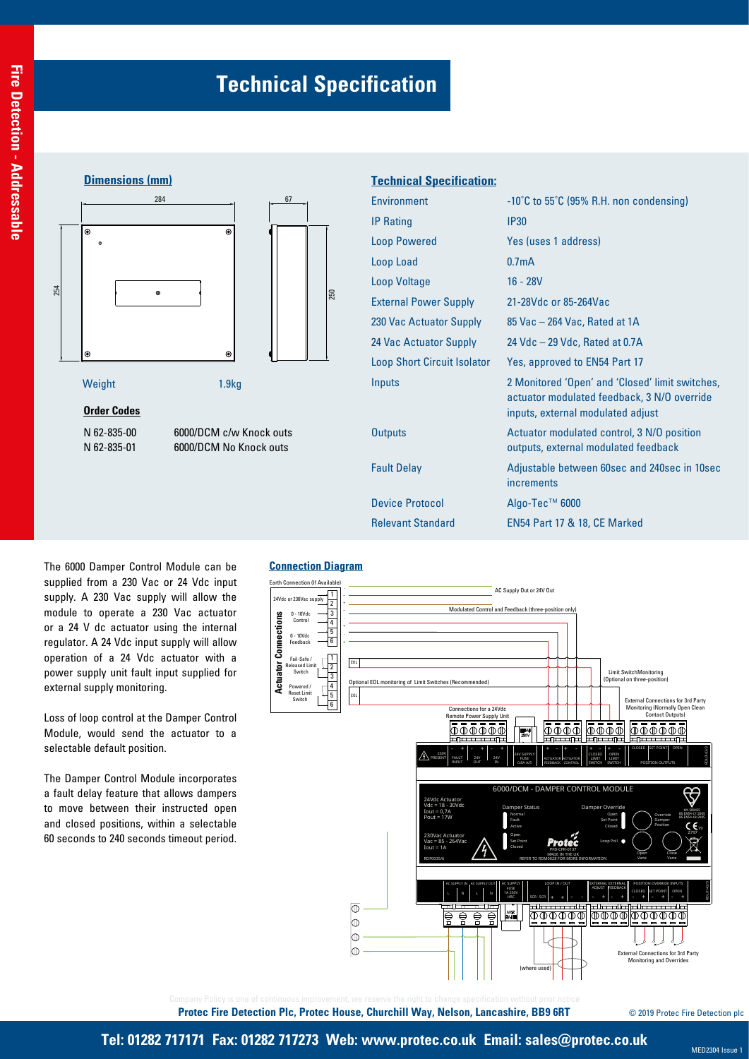# Technical Specification

## Dimensions (mm)

284

67

254

250

Weight 1.9kg

## Order Codes

| | |
|---|---|
| N 62-835-00 | 6000/DCM c/w Knock outs |
| N 62-835-01 | 6000/DCM No Knock outs |

## Technical Specification:

| | |
|---|---|
| Environment | -10˚C to 55˚C (95% R.H. non condensing) |
| IP Rating | IP30 |
| Loop Powered | Yes (uses 1 address) |
| Loop Load | 0.7mA |
| Loop Voltage | 16 - 28V |
| External Power Supply | 21-28Vdc or 85-264Vac |
| 230 Vac Actuator Supply | 85 Vac – 264 Vac, Rated at 1A |
| 24 Vac Actuator Supply | 24 Vdc – 29 Vdc, Rated at 0.7A |
| Loop Short Circuit Isolator | Yes, approved to EN54 Part 17 |
| Inputs | 2 Monitored 'Open' and 'Closed' limit switches, actuator modulated feedback, 3 N/O override inputs, external modulated adjust |
| Outputs | Actuator modulated control, 3 N/O position outputs, external modulated feedback |
| Fault Delay | Adjustable between 60sec and 240sec in 10sec increments |
| Device Protocol | Algo-Tec™ 6000 |
| Relevant Standard | EN54 Part 17 & 18, CE Marked |

The 6000 Damper Control Module can be supplied from a 230 Vac or 24 Vdc input supply. A 230 Vac supply will allow the module to operate a 230 Vac actuator or a 24 V dc actuator using the internal regulator. A 24 Vdc input supply will allow operation of a 24 Vdc actuator with a power supply unit fault input supplied for external supply monitoring.

Loss of loop control at the Damper Control Module, would send the actuator to a selectable default position.

The Damper Control Module incorporates a fault delay feature that allows dampers to move between their instructed open and closed positions, within a selectable 60 seconds to 240 seconds timeout period.

## Connection Diagram

Earth Connection (If Available)

Actuator Connections

24Vdc or 230Vac supply

0 - 10Vdc Control

0 - 10Vdc Feedback

Fail-Safe / Released Limit Switch

Powered / Reset Limit Switch

AC Supply Out or 24V Out

Modulated Control and Feedback (three-position only)

EOL

Optional EOL monitoring of Limit Switches (Recommended)

Limit SwitchMonitoring (Optional on three-position)

External Connections for 3rd Party Monitoring (Normally Open Clean Contact Outputs)

Connections for a 24Vdc Remote Power Supply Unit

6000/DCM - DAMPER CONTROL MODULE

24Vdc Actuator
Vdc = 18 - 30Vdc
Iout = 0.7A
Pout = 17W

230Vac Actuator
Vac = 85 - 264Vac
Iout = 1A

Damper Status: Normal, Fault, Active, Open, Set Point, Closed

Damper Override: Open, Set Point, Closed

Loop Poll

External Connections for 3rd Party Monitoring and Overrides

(where used)

Company Policy is one of continuous improvement, we reserve the right to change specification without prior notice

**Protec Fire Detection Plc, Protec House, Churchill Way, Nelson, Lancashire, BB9 6RT**

© 2019 Protec Fire Detection plc

**Tel: 01282 717171 Fax: 01282 717273 Web: www.protec.co.uk Email: sales@protec.co.uk**

MED2304 Issue 1